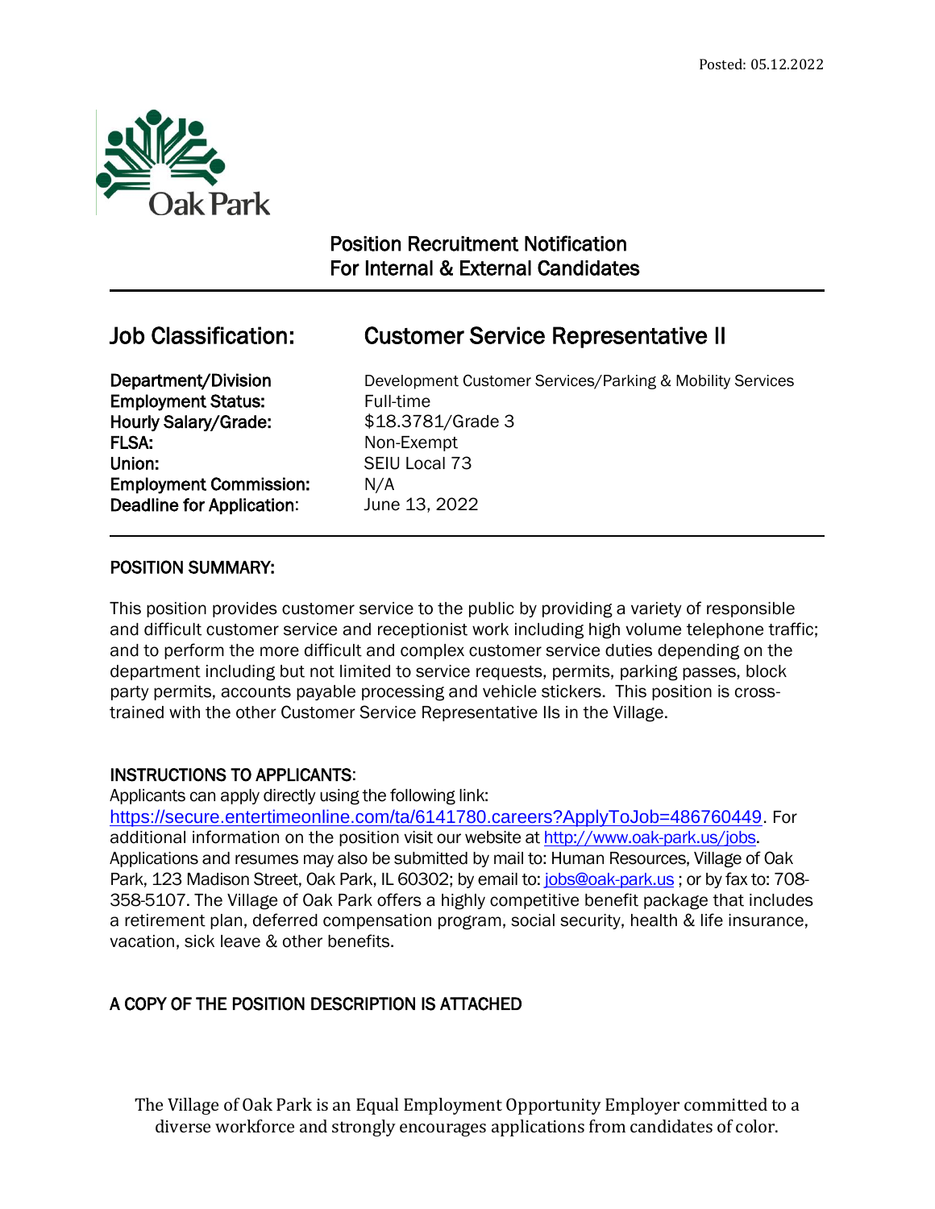Posted: 05.12.2022

Oak Park

# Position Recruitment Notification
# For Internal & External Candidates

## Job Classification: Customer Service Representative II

| | |
|---|---|
| **Department/Division** | Development Customer Services/Parking & Mobility Services |
| **Employment Status:** | Full-time |
| **Hourly Salary/Grade:** | $18.3781/Grade 3 |
| **FLSA:** | Non-Exempt |
| **Union:** | SEIU Local 73 |
| **Employment Commission:** | N/A |
| **Deadline for Application:** | June 13, 2022 |

### POSITION SUMMARY:

This position provides customer service to the public by providing a variety of responsible and difficult customer service and receptionist work including high volume telephone traffic; and to perform the more difficult and complex customer service duties depending on the department including but not limited to service requests, permits, parking passes, block party permits, accounts payable processing and vehicle stickers. This position is cross-trained with the other Customer Service Representative IIs in the Village.

### INSTRUCTIONS TO APPLICANTS:

Applicants can apply directly using the following link: https://secure.entertimeonline.com/ta/6141780.careers?ApplyToJob=486760449. For additional information on the position visit our website at http://www.oak-park.us/jobs. Applications and resumes may also be submitted by mail to: Human Resources, Village of Oak Park, 123 Madison Street, Oak Park, IL 60302; by email to: jobs@oak-park.us ; or by fax to: 708-358-5107. The Village of Oak Park offers a highly competitive benefit package that includes a retirement plan, deferred compensation program, social security, health & life insurance, vacation, sick leave & other benefits.

### A COPY OF THE POSITION DESCRIPTION IS ATTACHED

The Village of Oak Park is an Equal Employment Opportunity Employer committed to a diverse workforce and strongly encourages applications from candidates of color.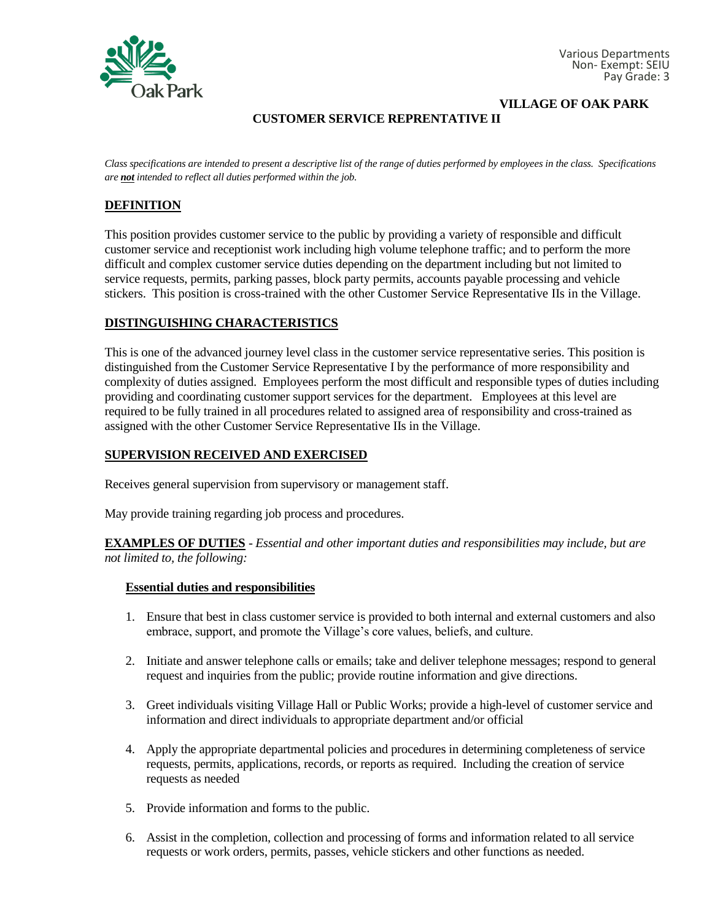Various Departments
Non- Exempt: SEIU
Pay Grade: 3

**VILLAGE OF OAK PARK**

**CUSTOMER SERVICE REPRENTATIVE II**

*Class specifications are intended to present a descriptive list of the range of duties performed by employees in the class. Specifications are **not** intended to reflect all duties performed within the job.*

## DEFINITION

This position provides customer service to the public by providing a variety of responsible and difficult customer service and receptionist work including high volume telephone traffic; and to perform the more difficult and complex customer service duties depending on the department including but not limited to service requests, permits, parking passes, block party permits, accounts payable processing and vehicle stickers. This position is cross-trained with the other Customer Service Representative IIs in the Village.

## DISTINGUISHING CHARACTERISTICS

This is one of the advanced journey level class in the customer service representative series. This position is distinguished from the Customer Service Representative I by the performance of more responsibility and complexity of duties assigned. Employees perform the most difficult and responsible types of duties including providing and coordinating customer support services for the department. Employees at this level are required to be fully trained in all procedures related to assigned area of responsibility and cross-trained as assigned with the other Customer Service Representative IIs in the Village.

## SUPERVISION RECEIVED AND EXERCISED

Receives general supervision from supervisory or management staff.

May provide training regarding job process and procedures.

**EXAMPLES OF DUTIES** - *Essential and other important duties and responsibilities may include, but are not limited to, the following:*

### Essential duties and responsibilities

1. Ensure that best in class customer service is provided to both internal and external customers and also embrace, support, and promote the Village's core values, beliefs, and culture.

2. Initiate and answer telephone calls or emails; take and deliver telephone messages; respond to general request and inquiries from the public; provide routine information and give directions.

3. Greet individuals visiting Village Hall or Public Works; provide a high-level of customer service and information and direct individuals to appropriate department and/or official

4. Apply the appropriate departmental policies and procedures in determining completeness of service requests, permits, applications, records, or reports as required. Including the creation of service requests as needed

5. Provide information and forms to the public.

6. Assist in the completion, collection and processing of forms and information related to all service requests or work orders, permits, passes, vehicle stickers and other functions as needed.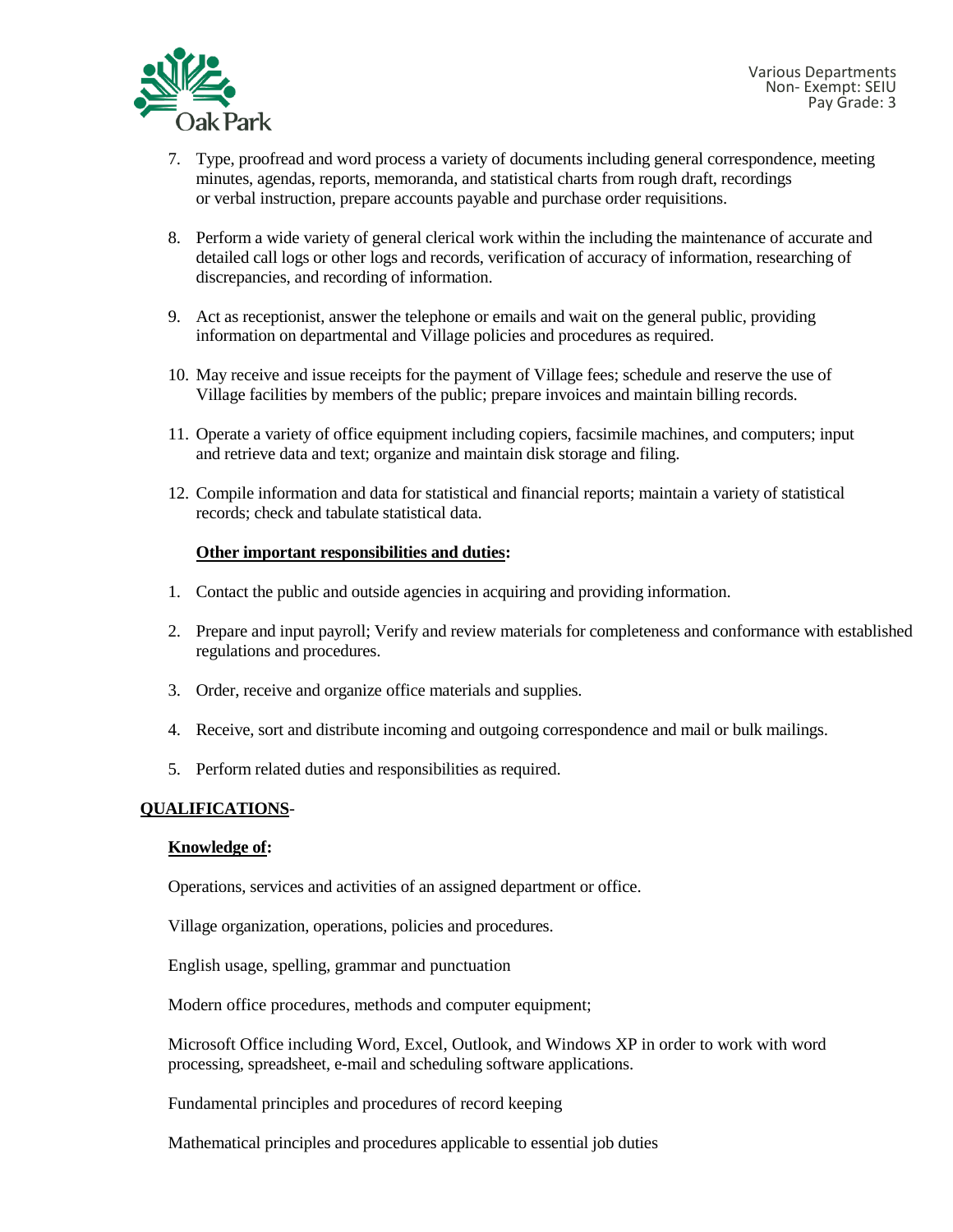7. Type, proofread and word process a variety of documents including general correspondence, meeting minutes, agendas, reports, memoranda, and statistical charts from rough draft, recordings or verbal instruction, prepare accounts payable and purchase order requisitions.

8. Perform a wide variety of general clerical work within the including the maintenance of accurate and detailed call logs or other logs and records, verification of accuracy of information, researching of discrepancies, and recording of information.

9. Act as receptionist, answer the telephone or emails and wait on the general public, providing information on departmental and Village policies and procedures as required.

10. May receive and issue receipts for the payment of Village fees; schedule and reserve the use of Village facilities by members of the public; prepare invoices and maintain billing records.

11. Operate a variety of office equipment including copiers, facsimile machines, and computers; input and retrieve data and text; organize and maintain disk storage and filing.

12. Compile information and data for statistical and financial reports; maintain a variety of statistical records; check and tabulate statistical data.

**Other important responsibilities and duties:**

1. Contact the public and outside agencies in acquiring and providing information.

2. Prepare and input payroll; Verify and review materials for completeness and conformance with established regulations and procedures.

3. Order, receive and organize office materials and supplies.

4. Receive, sort and distribute incoming and outgoing correspondence and mail or bulk mailings.

5. Perform related duties and responsibilities as required.

**QUALIFICATIONS-**

**Knowledge of:**

Operations, services and activities of an assigned department or office.

Village organization, operations, policies and procedures.

English usage, spelling, grammar and punctuation

Modern office procedures, methods and computer equipment;

Microsoft Office including Word, Excel, Outlook, and Windows XP in order to work with word processing, spreadsheet, e-mail and scheduling software applications.

Fundamental principles and procedures of record keeping

Mathematical principles and procedures applicable to essential job duties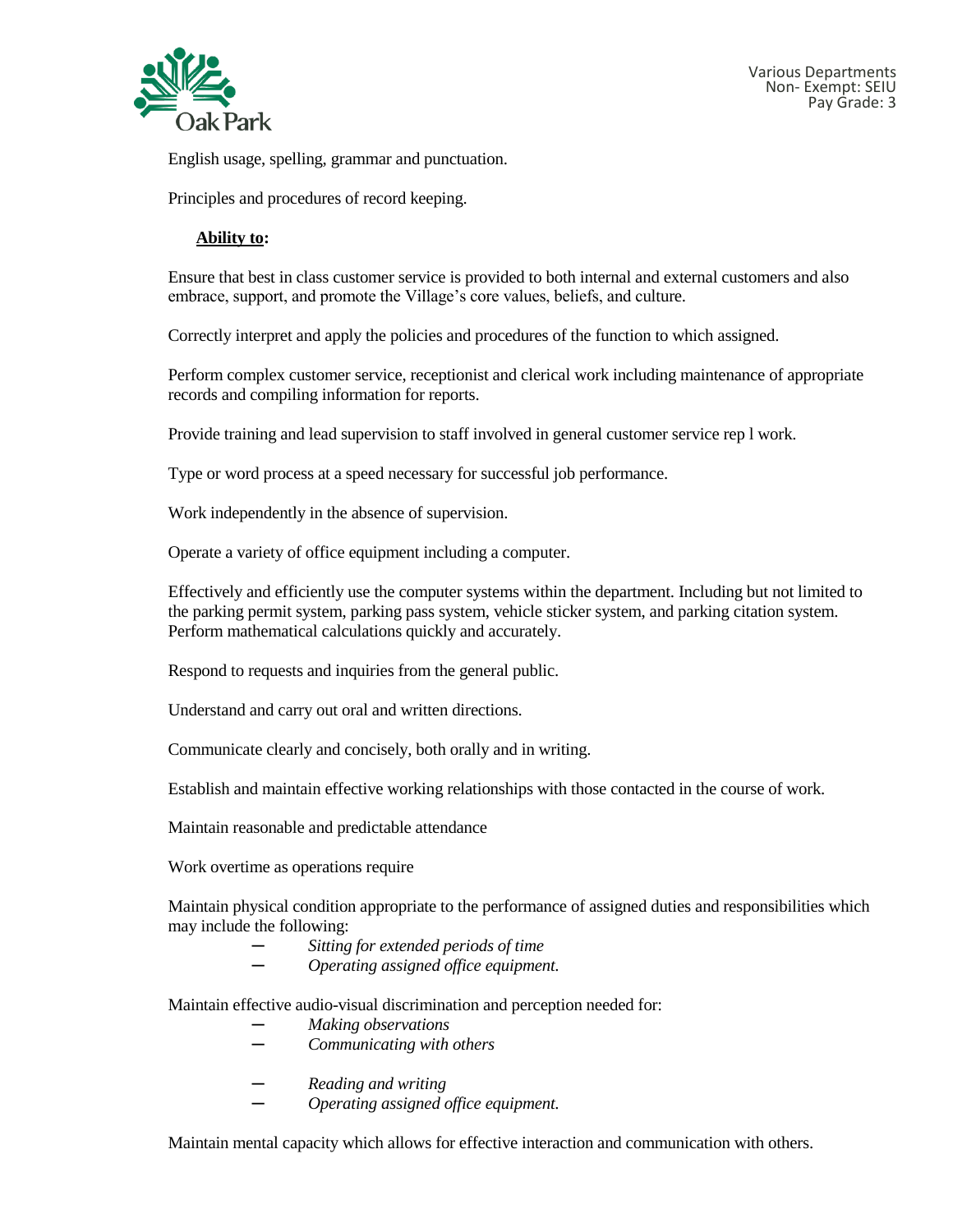English usage, spelling, grammar and punctuation.

Principles and procedures of record keeping.

**Ability to:**

Ensure that best in class customer service is provided to both internal and external customers and also embrace, support, and promote the Village's core values, beliefs, and culture.

Correctly interpret and apply the policies and procedures of the function to which assigned.

Perform complex customer service, receptionist and clerical work including maintenance of appropriate records and compiling information for reports.

Provide training and lead supervision to staff involved in general customer service rep l work.

Type or word process at a speed necessary for successful job performance.

Work independently in the absence of supervision.

Operate a variety of office equipment including a computer.

Effectively and efficiently use the computer systems within the department. Including but not limited to the parking permit system, parking pass system, vehicle sticker system, and parking citation system. Perform mathematical calculations quickly and accurately.

Respond to requests and inquiries from the general public.

Understand and carry out oral and written directions.

Communicate clearly and concisely, both orally and in writing.

Establish and maintain effective working relationships with those contacted in the course of work.

Maintain reasonable and predictable attendance

Work overtime as operations require

Maintain physical condition appropriate to the performance of assigned duties and responsibilities which may include the following:

- *Sitting for extended periods of time*
- *Operating assigned office equipment.*

Maintain effective audio-visual discrimination and perception needed for:

- *Making observations*
- *Communicating with others*
- *Reading and writing*
- *Operating assigned office equipment.*

Maintain mental capacity which allows for effective interaction and communication with others.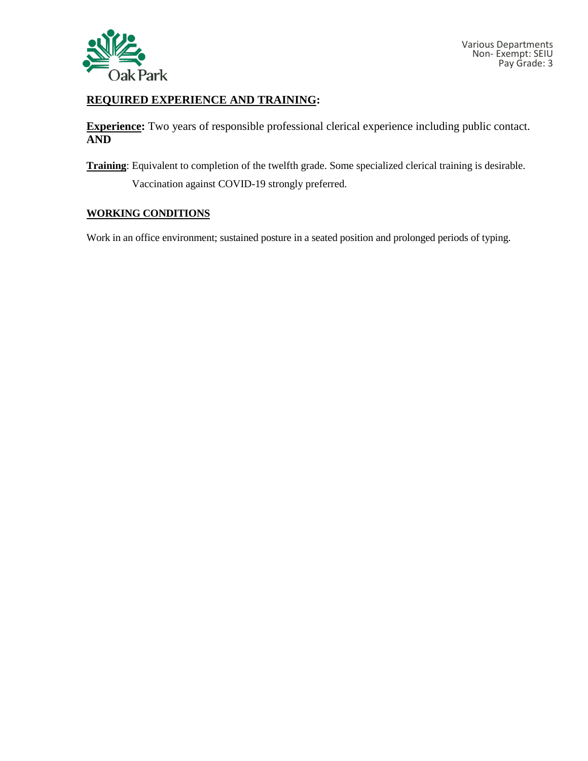## REQUIRED EXPERIENCE AND TRAINING:

**Experience:** Two years of responsible professional clerical experience including public contact.
**AND**

**Training**: Equivalent to completion of the twelfth grade. Some specialized clerical training is desirable.
Vaccination against COVID-19 strongly preferred.

## WORKING CONDITIONS

Work in an office environment; sustained posture in a seated position and prolonged periods of typing.